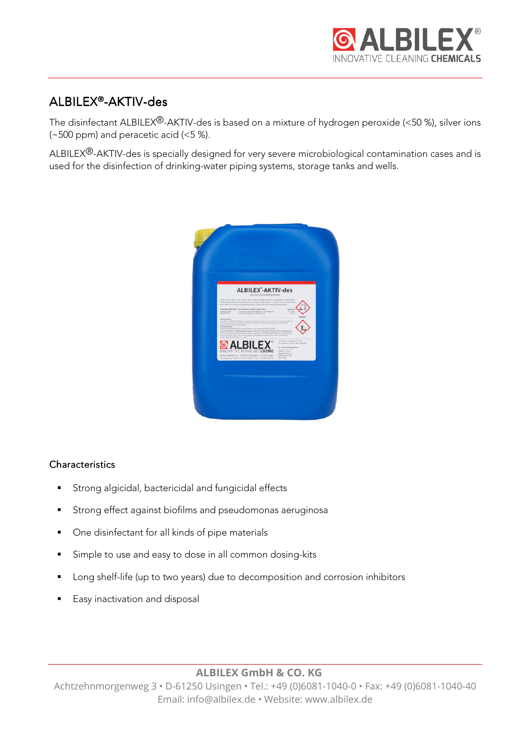# ALBILEX®-AKTIV-des

The disinfectant ALBILEX®-AKTIV-des is based on a mixture of hydrogen peroxide (<50 %), silver ions (~500 ppm) and peracetic acid (<5 %).

ALBILEX®-AKTIV-des is specially designed for very severe microbiological contamination cases and is used for the disinfection of drinking-water piping systems, storage tanks and wells.

## Characteristics

- Strong algicidal, bactericidal and fungicidal effects
- Strong effect against biofilms and pseudomonas aeruginosa
- One disinfectant for all kinds of pipe materials
- Simple to use and easy to dose in all common dosing-kits
- Long shelf-life (up to two years) due to decomposition and corrosion inhibitors
- Easy inactivation and disposal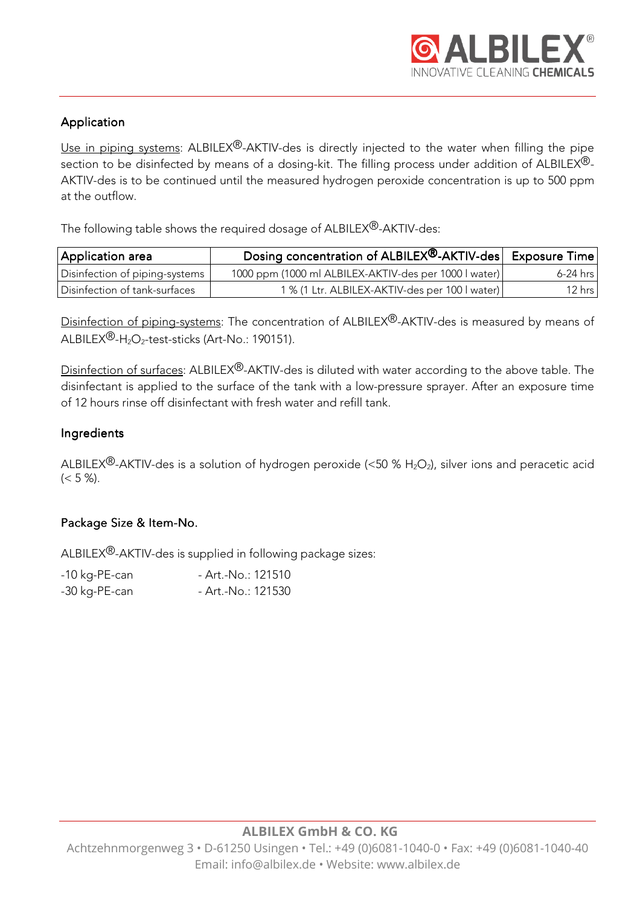## Application

Use in piping systems: ALBILEX®-AKTIV-des is directly injected to the water when filling the pipe section to be disinfected by means of a dosing-kit. The filling process under addition of ALBILEX®-AKTIV-des is to be continued until the measured hydrogen peroxide concentration is up to 500 ppm at the outflow.

The following table shows the required dosage of ALBILEX®-AKTIV-des:

| Application area | Dosing concentration of ALBILEX®-AKTIV-des | Exposure Time |
|---|---|---|
| Disinfection of piping-systems | 1000 ppm (1000 ml ALBILEX-AKTIV-des per 1000 l water) | 6-24 hrs |
| Disinfection of tank-surfaces | 1 % (1 Ltr. ALBILEX-AKTIV-des per 100 l water) | 12 hrs |

Disinfection of piping-systems: The concentration of ALBILEX®-AKTIV-des is measured by means of ALBILEX®-$H_2O_2$-test-sticks (Art-No.: 190151).

Disinfection of surfaces: ALBILEX®-AKTIV-des is diluted with water according to the above table. The disinfectant is applied to the surface of the tank with a low-pressure sprayer. After an exposure time of 12 hours rinse off disinfectant with fresh water and refill tank.

## Ingredients

ALBILEX®-AKTIV-des is a solution of hydrogen peroxide (<50 % $H_2O_2$), silver ions and peracetic acid (< 5 %).

## Package Size & Item-No.

ALBILEX®-AKTIV-des is supplied in following package sizes:

-10 kg-PE-can - Art.-No.: 121510
-30 kg-PE-can - Art.-No.: 121530